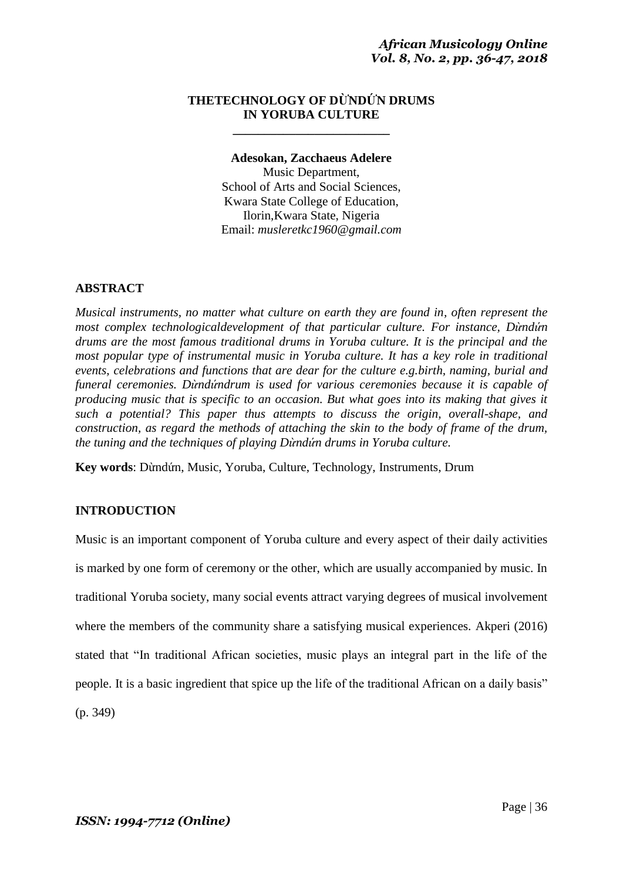# THETECHNOLOGY OF DÙNDÚN DRUMS IN YORUBA CULTURE

**Adesokan, Zacchaeus Adelere**
Music Department,
School of Arts and Social Sciences,
Kwara State College of Education,
Ilorin,Kwara State, Nigeria
Email: *musleretkc1960@gmail.com*

## ABSTRACT

*Musical instruments, no matter what culture on earth they are found in, often represent the most complex technologicaldevelopment of that particular culture. For instance, Dùndún drums are the most famous traditional drums in Yoruba culture. It is the principal and the most popular type of instrumental music in Yoruba culture. It has a key role in traditional events, celebrations and functions that are dear for the culture e.g.birth, naming, burial and funeral ceremonies. Dùndúndrum is used for various ceremonies because it is capable of producing music that is specific to an occasion. But what goes into its making that gives it such a potential? This paper thus attempts to discuss the origin, overall-shape, and construction, as regard the methods of attaching the skin to the body of frame of the drum, the tuning and the techniques of playing Dùndún drums in Yoruba culture.*

**Key words**: Dùndún, Music, Yoruba, Culture, Technology, Instruments, Drum

## INTRODUCTION

Music is an important component of Yoruba culture and every aspect of their daily activities is marked by one form of ceremony or the other, which are usually accompanied by music. In traditional Yoruba society, many social events attract varying degrees of musical involvement where the members of the community share a satisfying musical experiences. Akperi (2016) stated that "In traditional African societies, music plays an integral part in the life of the people. It is a basic ingredient that spice up the life of the traditional African on a daily basis" (p. 349)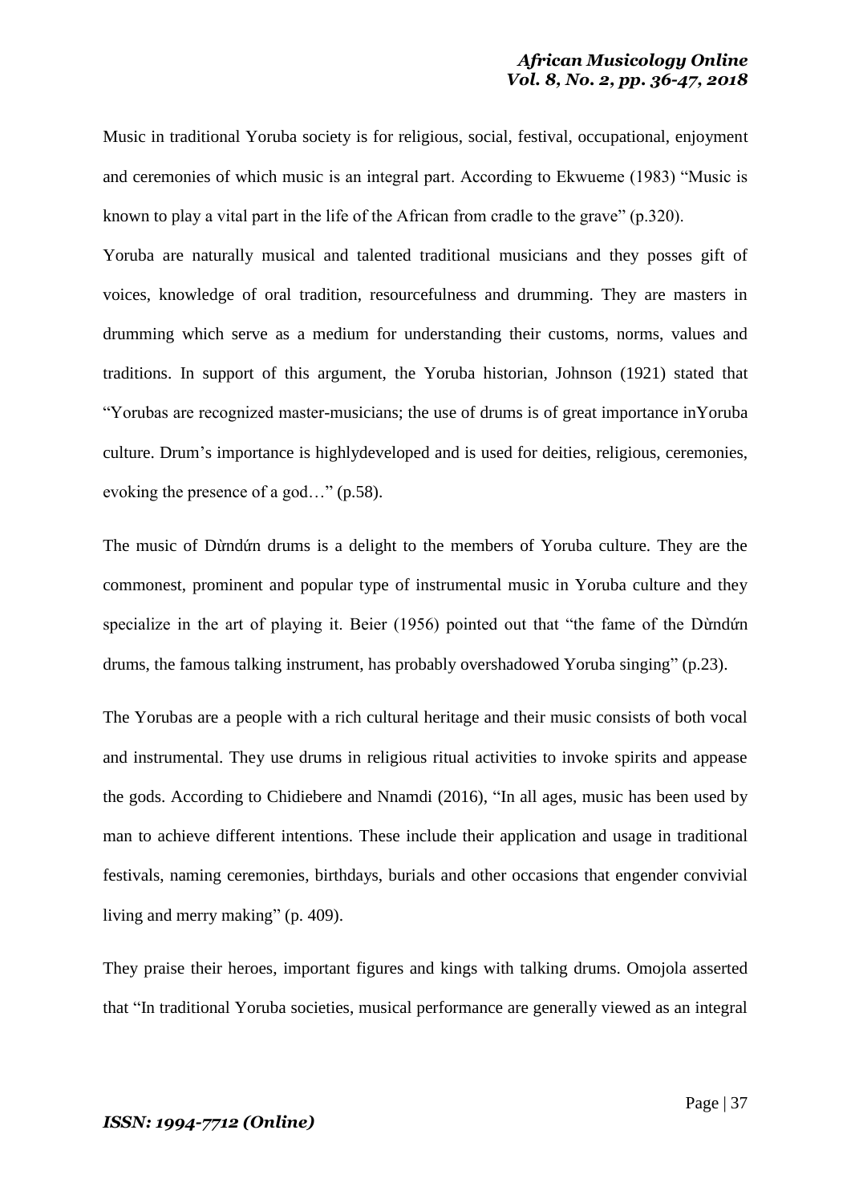Music in traditional Yoruba society is for religious, social, festival, occupational, enjoyment and ceremonies of which music is an integral part. According to Ekwueme (1983) "Music is known to play a vital part in the life of the African from cradle to the grave" (p.320).

Yoruba are naturally musical and talented traditional musicians and they posses gift of voices, knowledge of oral tradition, resourcefulness and drumming. They are masters in drumming which serve as a medium for understanding their customs, norms, values and traditions. In support of this argument, the Yoruba historian, Johnson (1921) stated that "Yorubas are recognized master-musicians; the use of drums is of great importance inYoruba culture. Drum's importance is highlydeveloped and is used for deities, religious, ceremonies, evoking the presence of a god…" (p.58).

The music of Dùndún drums is a delight to the members of Yoruba culture. They are the commonest, prominent and popular type of instrumental music in Yoruba culture and they specialize in the art of playing it. Beier (1956) pointed out that "the fame of the Dùndún drums, the famous talking instrument, has probably overshadowed Yoruba singing" (p.23).

The Yorubas are a people with a rich cultural heritage and their music consists of both vocal and instrumental. They use drums in religious ritual activities to invoke spirits and appease the gods. According to Chidiebere and Nnamdi (2016), "In all ages, music has been used by man to achieve different intentions. These include their application and usage in traditional festivals, naming ceremonies, birthdays, burials and other occasions that engender convivial living and merry making" (p. 409).

They praise their heroes, important figures and kings with talking drums. Omojola asserted that "In traditional Yoruba societies, musical performance are generally viewed as an integral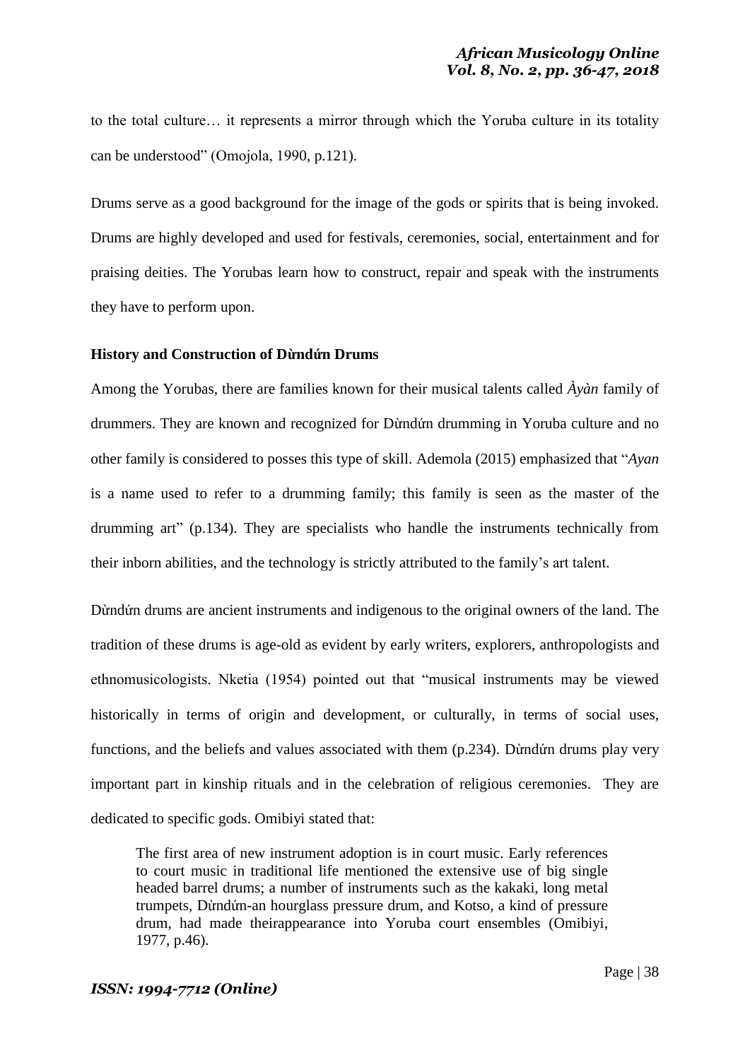to the total culture… it represents a mirror through which the Yoruba culture in its totality can be understood" (Omojola, 1990, p.121).

Drums serve as a good background for the image of the gods or spirits that is being invoked. Drums are highly developed and used for festivals, ceremonies, social, entertainment and for praising deities. The Yorubas learn how to construct, repair and speak with the instruments they have to perform upon.

**History and Construction of Dùndún Drums**

Among the Yorubas, there are families known for their musical talents called *Àyàn* family of drummers. They are known and recognized for Dùndún drumming in Yoruba culture and no other family is considered to posses this type of skill. Ademola (2015) emphasized that "*Ayan* is a name used to refer to a drumming family; this family is seen as the master of the drumming art" (p.134). They are specialists who handle the instruments technically from their inborn abilities, and the technology is strictly attributed to the family's art talent.

Dùndún drums are ancient instruments and indigenous to the original owners of the land. The tradition of these drums is age-old as evident by early writers, explorers, anthropologists and ethnomusicologists. Nketia (1954) pointed out that "musical instruments may be viewed historically in terms of origin and development, or culturally, in terms of social uses, functions, and the beliefs and values associated with them (p.234). Dùndún drums play very important part in kinship rituals and in the celebration of religious ceremonies. They are dedicated to specific gods. Omibiyi stated that:

> The first area of new instrument adoption is in court music. Early references to court music in traditional life mentioned the extensive use of big single headed barrel drums; a number of instruments such as the kakaki, long metal trumpets, Dùndún-an hourglass pressure drum, and Kotso, a kind of pressure drum, had made theirappearance into Yoruba court ensembles (Omibiyi, 1977, p.46).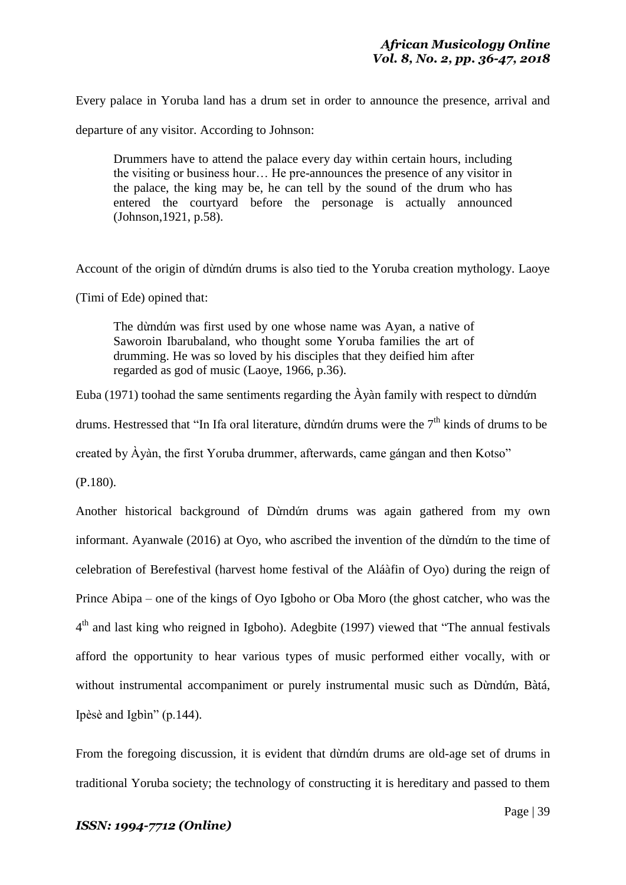Every palace in Yoruba land has a drum set in order to announce the presence, arrival and departure of any visitor. According to Johnson:

> Drummers have to attend the palace every day within certain hours, including the visiting or business hour… He pre-announces the presence of any visitor in the palace, the king may be, he can tell by the sound of the drum who has entered the courtyard before the personage is actually announced (Johnson,1921, p.58).

Account of the origin of dừndứn drums is also tied to the Yoruba creation mythology. Laoye (Timi of Ede) opined that:

> The dừndứn was first used by one whose name was Ayan, a native of Saworoin Ibarubaland, who thought some Yoruba families the art of drumming. He was so loved by his disciples that they deified him after regarded as god of music (Laoye, 1966, p.36).

Euba (1971) toohad the same sentiments regarding the Àyàn family with respect to dừndứn drums. Hestressed that "In Ifa oral literature, dừndứn drums were the 7th kinds of drums to be created by Àyàn, the first Yoruba drummer, afterwards, came gángan and then Kotso" (P.180).

Another historical background of Dừndứn drums was again gathered from my own informant. Ayanwale (2016) at Oyo, who ascribed the invention of the dừndứn to the time of celebration of Berefestival (harvest home festival of the Aláàfin of Oyo) during the reign of Prince Abipa – one of the kings of Oyo Igboho or Oba Moro (the ghost catcher, who was the 4th and last king who reigned in Igboho). Adegbite (1997) viewed that "The annual festivals afford the opportunity to hear various types of music performed either vocally, with or without instrumental accompaniment or purely instrumental music such as Dừndứn, Bàtá, Ipèsè and Igbin" (p.144).

From the foregoing discussion, it is evident that dừndứn drums are old-age set of drums in traditional Yoruba society; the technology of constructing it is hereditary and passed to them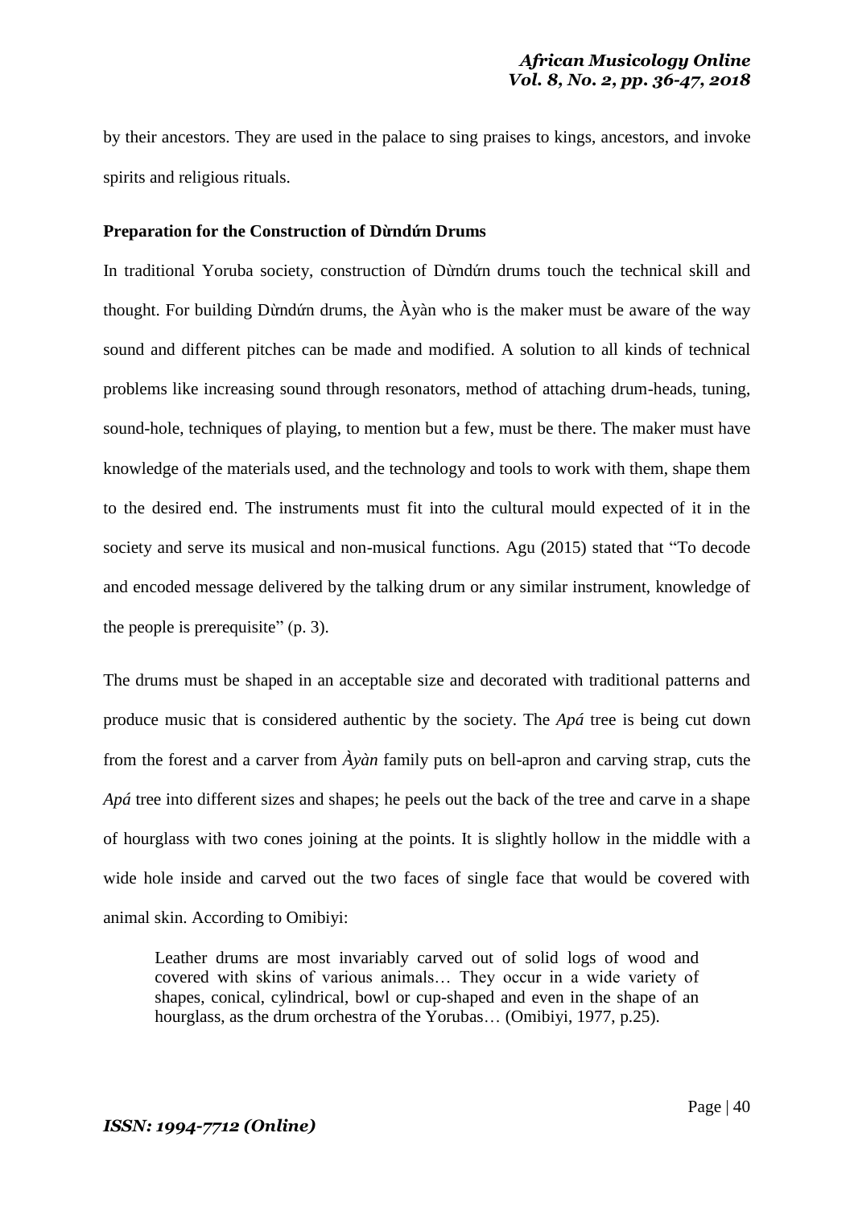by their ancestors. They are used in the palace to sing praises to kings, ancestors, and invoke spirits and religious rituals.

**Preparation for the Construction of Dùndún Drums**

In traditional Yoruba society, construction of Dùndún drums touch the technical skill and thought. For building Dùndún drums, the Àyàn who is the maker must be aware of the way sound and different pitches can be made and modified. A solution to all kinds of technical problems like increasing sound through resonators, method of attaching drum-heads, tuning, sound-hole, techniques of playing, to mention but a few, must be there. The maker must have knowledge of the materials used, and the technology and tools to work with them, shape them to the desired end. The instruments must fit into the cultural mould expected of it in the society and serve its musical and non-musical functions. Agu (2015) stated that "To decode and encoded message delivered by the talking drum or any similar instrument, knowledge of the people is prerequisite" (p. 3).

The drums must be shaped in an acceptable size and decorated with traditional patterns and produce music that is considered authentic by the society. The *Apá* tree is being cut down from the forest and a carver from *Àyàn* family puts on bell-apron and carving strap, cuts the *Apá* tree into different sizes and shapes; he peels out the back of the tree and carve in a shape of hourglass with two cones joining at the points. It is slightly hollow in the middle with a wide hole inside and carved out the two faces of single face that would be covered with animal skin. According to Omibiyi:

> Leather drums are most invariably carved out of solid logs of wood and covered with skins of various animals… They occur in a wide variety of shapes, conical, cylindrical, bowl or cup-shaped and even in the shape of an hourglass, as the drum orchestra of the Yorubas… (Omibiyi, 1977, p.25).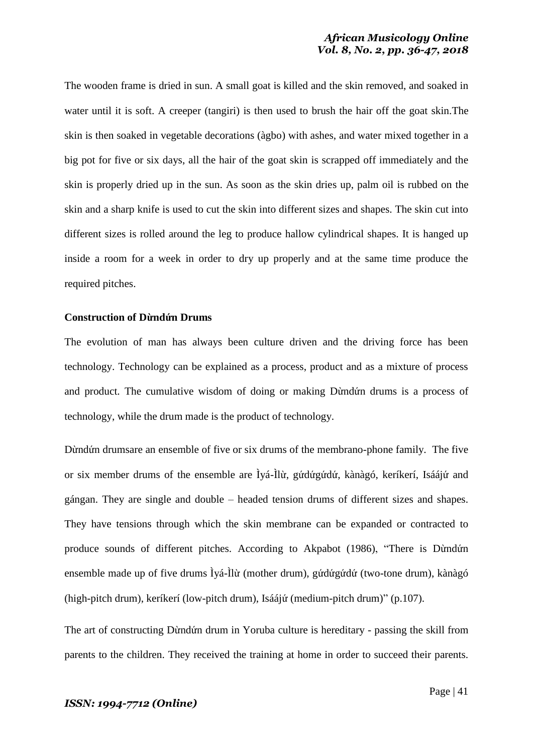The wooden frame is dried in sun. A small goat is killed and the skin removed, and soaked in water until it is soft. A creeper (tangiri) is then used to brush the hair off the goat skin.The skin is then soaked in vegetable decorations (àgbo) with ashes, and water mixed together in a big pot for five or six days, all the hair of the goat skin is scrapped off immediately and the skin is properly dried up in the sun. As soon as the skin dries up, palm oil is rubbed on the skin and a sharp knife is used to cut the skin into different sizes and shapes. The skin cut into different sizes is rolled around the leg to produce hallow cylindrical shapes. It is hanged up inside a room for a week in order to dry up properly and at the same time produce the required pitches.

**Construction of Dùndún Drums**

The evolution of man has always been culture driven and the driving force has been technology. Technology can be explained as a process, product and as a mixture of process and product. The cumulative wisdom of doing or making Dùndún drums is a process of technology, while the drum made is the product of technology.

Dùndún drumsare an ensemble of five or six drums of the membrano-phone family. The five or six member drums of the ensemble are Ìyá-Ìlù, gúdúgúdú, kànàgó, keríkerí, Isáájú and gángan. They are single and double – headed tension drums of different sizes and shapes. They have tensions through which the skin membrane can be expanded or contracted to produce sounds of different pitches. According to Akpabot (1986), "There is Dùndún ensemble made up of five drums Ìyá-Ìlù (mother drum), gúdúgúdú (two-tone drum), kànàgó (high-pitch drum), keríkerí (low-pitch drum), Isáájú (medium-pitch drum)" (p.107).

The art of constructing Dùndún drum in Yoruba culture is hereditary - passing the skill from parents to the children. They received the training at home in order to succeed their parents.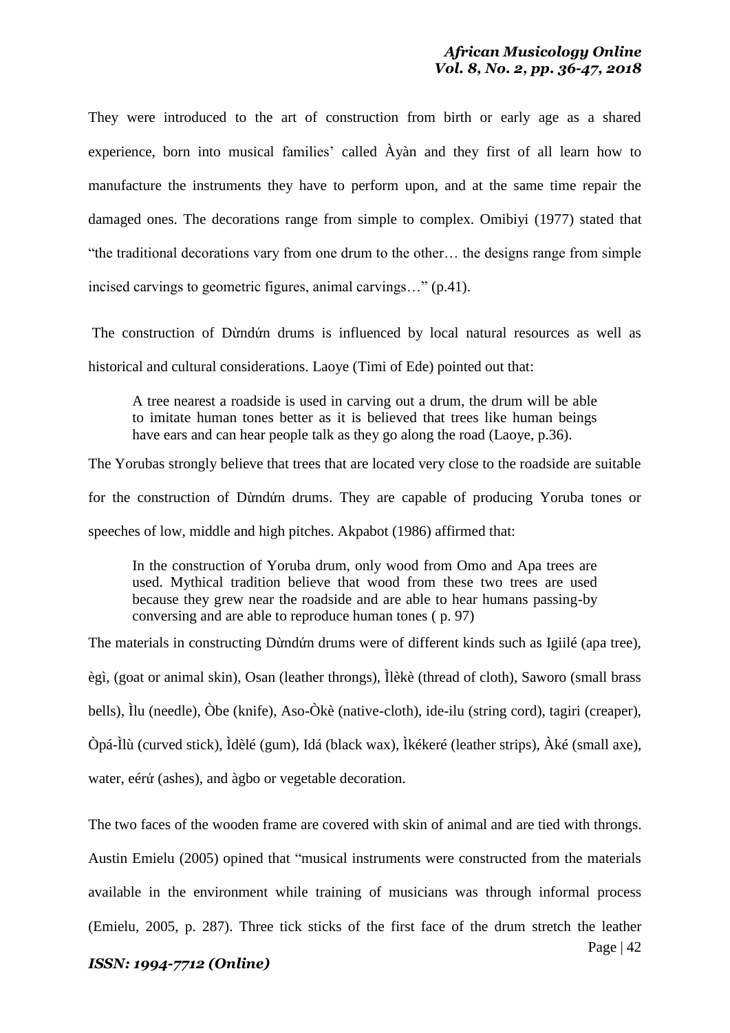They were introduced to the art of construction from birth or early age as a shared experience, born into musical families' called Àyàn and they first of all learn how to manufacture the instruments they have to perform upon, and at the same time repair the damaged ones. The decorations range from simple to complex. Omibiyi (1977) stated that "the traditional decorations vary from one drum to the other… the designs range from simple incised carvings to geometric figures, animal carvings…" (p.41).

The construction of Dùndún drums is influenced by local natural resources as well as historical and cultural considerations. Laoye (Timi of Ede) pointed out that:

> A tree nearest a roadside is used in carving out a drum, the drum will be able to imitate human tones better as it is believed that trees like human beings have ears and can hear people talk as they go along the road (Laoye, p.36).

The Yorubas strongly believe that trees that are located very close to the roadside are suitable for the construction of Dùndún drums. They are capable of producing Yoruba tones or speeches of low, middle and high pitches. Akpabot (1986) affirmed that:

> In the construction of Yoruba drum, only wood from Omo and Apa trees are used. Mythical tradition believe that wood from these two trees are used because they grew near the roadside and are able to hear humans passing-by conversing and are able to reproduce human tones ( p. 97)

The materials in constructing Dùndún drums were of different kinds such as Igiilé (apa tree), ègì, (goat or animal skin), Osan (leather throngs), Ìlèkè (thread of cloth), Saworo (small brass bells), Ìlu (needle), Òbe (knife), Aso-Òkè (native-cloth), ide-ilu (string cord), tagiri (creaper), Òpá-Ìlù (curved stick), Ìdèlé (gum), Idá (black wax), Ìkékeré (leather strips), Àké (small axe), water, eérú (ashes), and àgbo or vegetable decoration.

The two faces of the wooden frame are covered with skin of animal and are tied with throngs. Austin Emielu (2005) opined that "musical instruments were constructed from the materials available in the environment while training of musicians was through informal process (Emielu, 2005, p. 287). Three tick sticks of the first face of the drum stretch the leather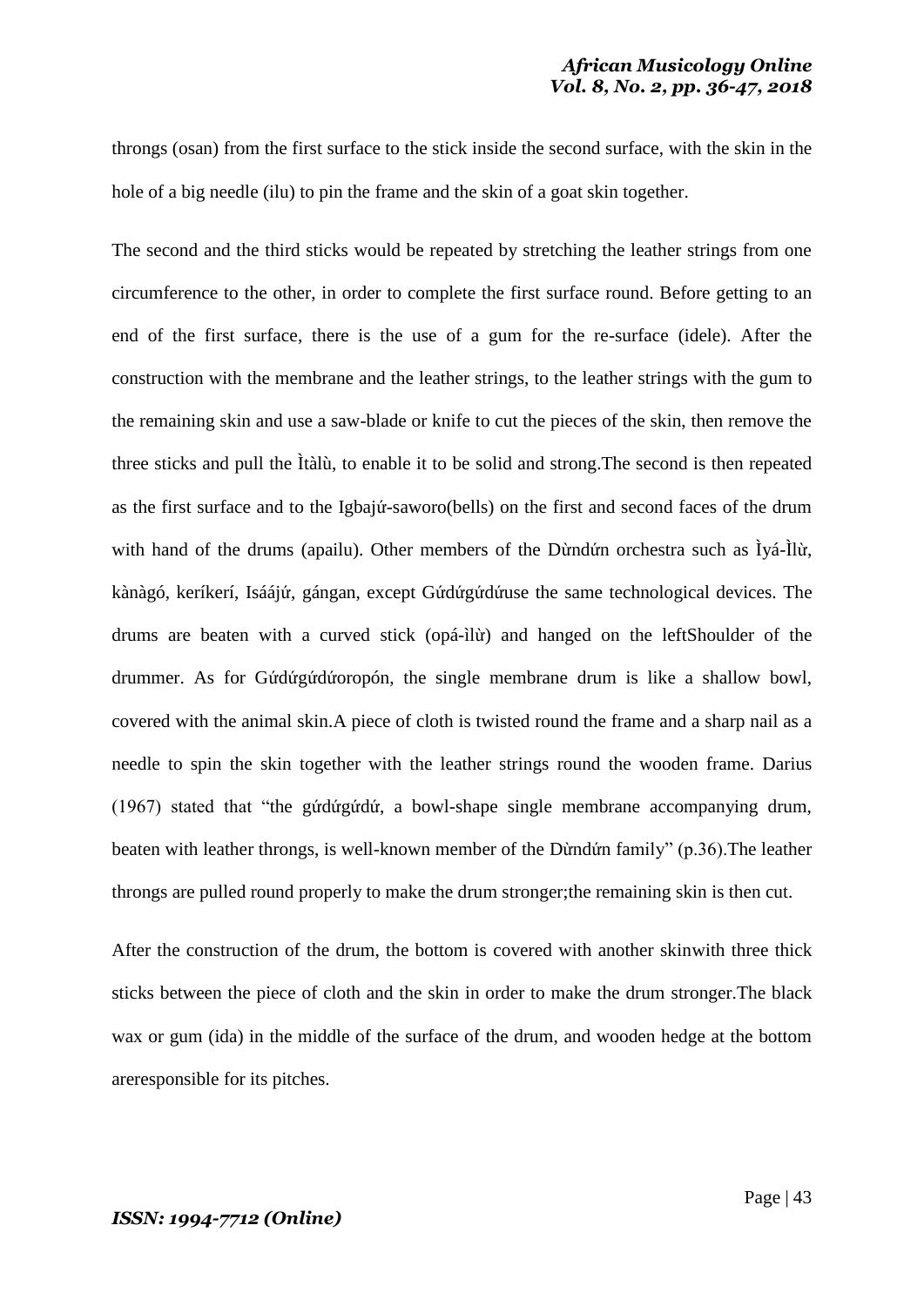throngs (osan) from the first surface to the stick inside the second surface, with the skin in the hole of a big needle (ilu) to pin the frame and the skin of a goat skin together.

The second and the third sticks would be repeated by stretching the leather strings from one circumference to the other, in order to complete the first surface round. Before getting to an end of the first surface, there is the use of a gum for the re-surface (idele). After the construction with the membrane and the leather strings, to the leather strings with the gum to the remaining skin and use a saw-blade or knife to cut the pieces of the skin, then remove the three sticks and pull the Ìtàlù, to enable it to be solid and strong.The second is then repeated as the first surface and to the Igbajứ-saworo(bells) on the first and second faces of the drum with hand of the drums (apailu). Other members of the Dừndứn orchestra such as Ìyá-Ìlừ, kànàgó, keríkerí, Isáájứ, gángan, except Gứdứgứdứuse the same technological devices. The drums are beaten with a curved stick (opá-ìlừ) and hanged on the leftShoulder of the drummer. As for Gứdứgứdứoropón, the single membrane drum is like a shallow bowl, covered with the animal skin.A piece of cloth is twisted round the frame and a sharp nail as a needle to spin the skin together with the leather strings round the wooden frame. Darius (1967) stated that "the gứdứgứdứ, a bowl-shape single membrane accompanying drum, beaten with leather throngs, is well-known member of the Dừndứn family" (p.36).The leather throngs are pulled round properly to make the drum stronger;the remaining skin is then cut.

After the construction of the drum, the bottom is covered with another skinwith three thick sticks between the piece of cloth and the skin in order to make the drum stronger.The black wax or gum (ida) in the middle of the surface of the drum, and wooden hedge at the bottom areresponsible for its pitches.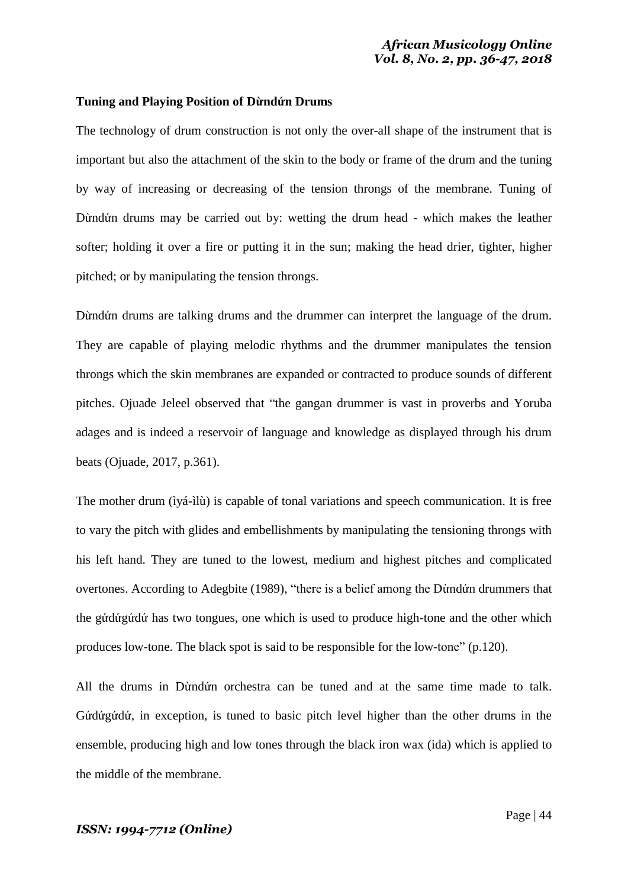**Tuning and Playing Position of Dùndún Drums**

The technology of drum construction is not only the over-all shape of the instrument that is important but also the attachment of the skin to the body or frame of the drum and the tuning by way of increasing or decreasing of the tension throngs of the membrane. Tuning of Dùndún drums may be carried out by: wetting the drum head - which makes the leather softer; holding it over a fire or putting it in the sun; making the head drier, tighter, higher pitched; or by manipulating the tension throngs.

Dùndún drums are talking drums and the drummer can interpret the language of the drum. They are capable of playing melodic rhythms and the drummer manipulates the tension throngs which the skin membranes are expanded or contracted to produce sounds of different pitches. Ojuade Jeleel observed that "the gangan drummer is vast in proverbs and Yoruba adages and is indeed a reservoir of language and knowledge as displayed through his drum beats (Ojuade, 2017, p.361).

The mother drum (ìyá-ìlù) is capable of tonal variations and speech communication. It is free to vary the pitch with glides and embellishments by manipulating the tensioning throngs with his left hand. They are tuned to the lowest, medium and highest pitches and complicated overtones. According to Adegbite (1989), "there is a belief among the Dùndún drummers that the gúdúgúdú has two tongues, one which is used to produce high-tone and the other which produces low-tone. The black spot is said to be responsible for the low-tone" (p.120).

All the drums in Dùndún orchestra can be tuned and at the same time made to talk. Gúdúgúdú, in exception, is tuned to basic pitch level higher than the other drums in the ensemble, producing high and low tones through the black iron wax (ida) which is applied to the middle of the membrane.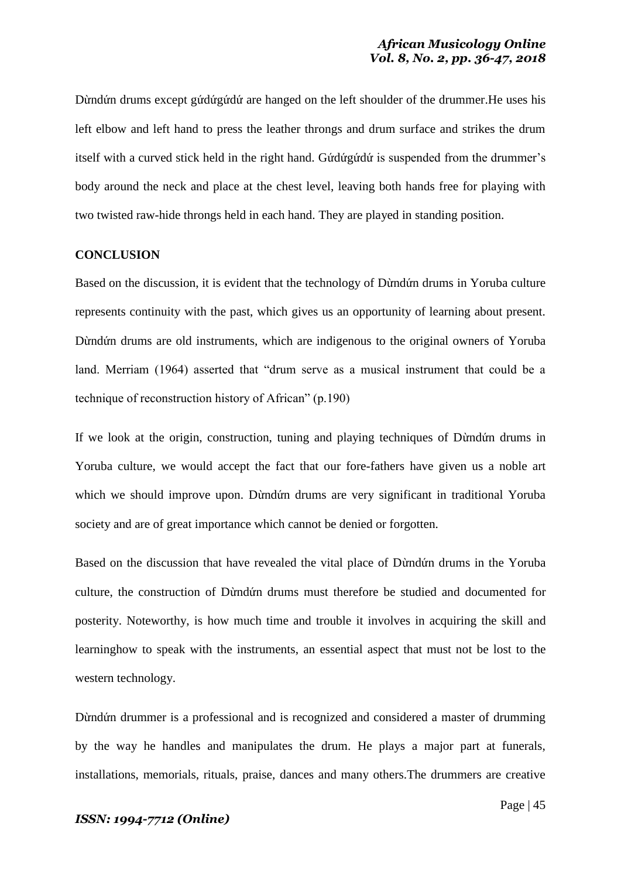Dừndứn drums except gứdứgứdứ are hanged on the left shoulder of the drummer.He uses his left elbow and left hand to press the leather throngs and drum surface and strikes the drum itself with a curved stick held in the right hand. Gứdứgứdứ is suspended from the drummer's body around the neck and place at the chest level, leaving both hands free for playing with two twisted raw-hide throngs held in each hand. They are played in standing position.

## CONCLUSION

Based on the discussion, it is evident that the technology of Dừndứn drums in Yoruba culture represents continuity with the past, which gives us an opportunity of learning about present. Dừndứn drums are old instruments, which are indigenous to the original owners of Yoruba land. Merriam (1964) asserted that "drum serve as a musical instrument that could be a technique of reconstruction history of African" (p.190)

If we look at the origin, construction, tuning and playing techniques of Dừndứn drums in Yoruba culture, we would accept the fact that our fore-fathers have given us a noble art which we should improve upon. Dừndứn drums are very significant in traditional Yoruba society and are of great importance which cannot be denied or forgotten.

Based on the discussion that have revealed the vital place of Dừndứn drums in the Yoruba culture, the construction of Dừndứn drums must therefore be studied and documented for posterity. Noteworthy, is how much time and trouble it involves in acquiring the skill and learninghow to speak with the instruments, an essential aspect that must not be lost to the western technology.

Dừndứn drummer is a professional and is recognized and considered a master of drumming by the way he handles and manipulates the drum. He plays a major part at funerals, installations, memorials, rituals, praise, dances and many others.The drummers are creative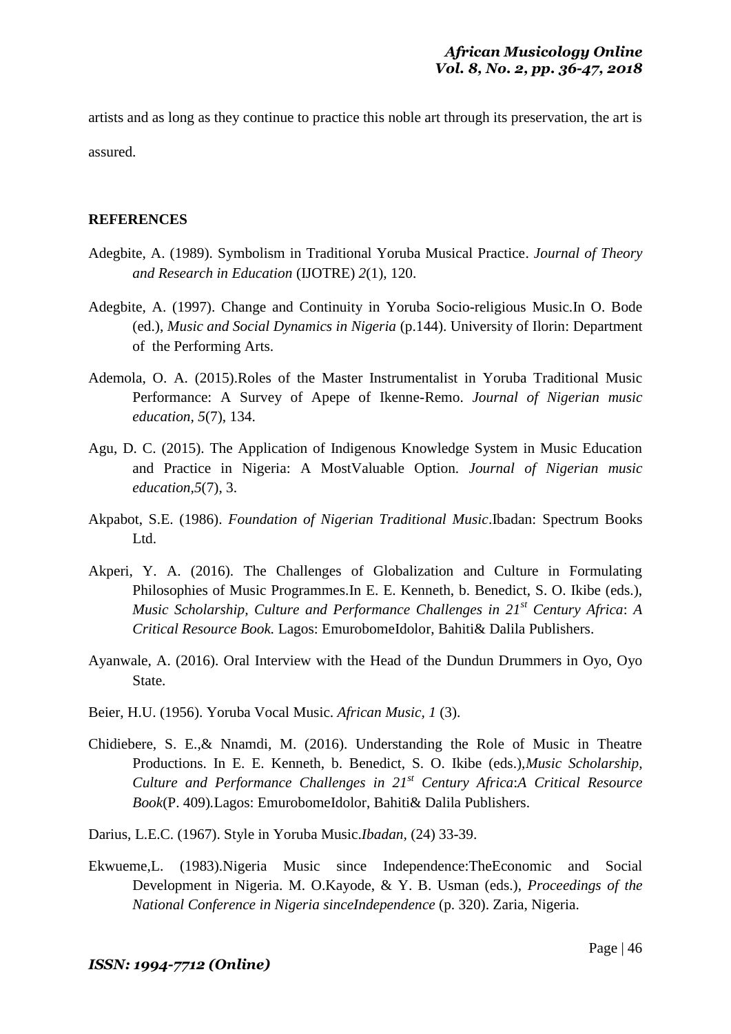artists and as long as they continue to practice this noble art through its preservation, the art is assured.

## REFERENCES

Adegbite, A. (1989). Symbolism in Traditional Yoruba Musical Practice. *Journal of Theory and Research in Education* (IJOTRE) *2*(1), 120.

Adegbite, A. (1997). Change and Continuity in Yoruba Socio-religious Music.In O. Bode (ed.), *Music and Social Dynamics in Nigeria* (p.144). University of Ilorin: Department of the Performing Arts.

Ademola, O. A. (2015).Roles of the Master Instrumentalist in Yoruba Traditional Music Performance: A Survey of Apepe of Ikenne-Remo. *Journal of Nigerian music education, 5*(7), 134.

Agu, D. C. (2015). The Application of Indigenous Knowledge System in Music Education and Practice in Nigeria: A MostValuable Option. *Journal of Nigerian music education,5*(7), 3.

Akpabot, S.E. (1986). *Foundation of Nigerian Traditional Music*.Ibadan: Spectrum Books Ltd.

Akperi, Y. A. (2016). The Challenges of Globalization and Culture in Formulating Philosophies of Music Programmes.In E. E. Kenneth, b. Benedict, S. O. Ikibe (eds.), *Music Scholarship, Culture and Performance Challenges in 21st Century Africa*: *A Critical Resource Book.* Lagos: EmurobomeIdolor, Bahiti& Dalila Publishers.

Ayanwale, A. (2016). Oral Interview with the Head of the Dundun Drummers in Oyo, Oyo State.

Beier, H.U. (1956). Yoruba Vocal Music. *African Music, 1* (3).

Chidiebere, S. E.,& Nnamdi, M. (2016). Understanding the Role of Music in Theatre Productions. In E. E. Kenneth, b. Benedict, S. O. Ikibe (eds.),*Music Scholarship, Culture and Performance Challenges in 21st Century Africa*:*A Critical Resource Book*(P. 409).Lagos: EmurobomeIdolor, Bahiti& Dalila Publishers.

Darius, L.E.C. (1967). Style in Yoruba Music.*Ibadan*, (24) 33-39.

Ekwueme,L. (1983).Nigeria Music since Independence:TheEconomic and Social Development in Nigeria. M. O.Kayode, & Y. B. Usman (eds.), *Proceedings of the National Conference in Nigeria sinceIndependence* (p. 320). Zaria, Nigeria.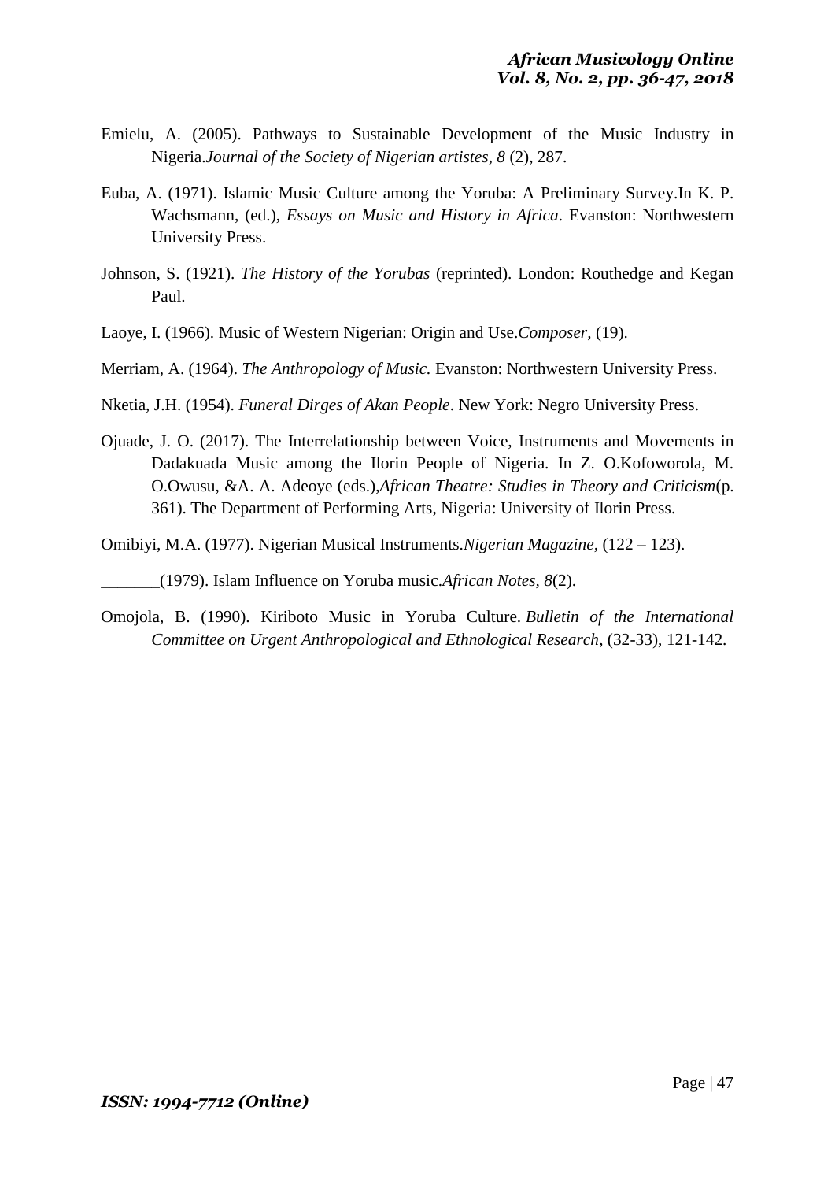Emielu, A. (2005). Pathways to Sustainable Development of the Music Industry in Nigeria.*Journal of the Society of Nigerian artistes*, *8* (2), 287.

Euba, A. (1971). Islamic Music Culture among the Yoruba: A Preliminary Survey.In K. P. Wachsmann, (ed.), *Essays on Music and History in Africa*. Evanston: Northwestern University Press.

Johnson, S. (1921). *The History of the Yorubas* (reprinted). London: Routhedge and Kegan Paul.

Laoye, I. (1966). Music of Western Nigerian: Origin and Use.*Composer*, (19).

Merriam, A. (1964). *The Anthropology of Music.* Evanston: Northwestern University Press.

Nketia, J.H. (1954). *Funeral Dirges of Akan People*. New York: Negro University Press.

Ojuade, J. O. (2017). The Interrelationship between Voice, Instruments and Movements in Dadakuada Music among the Ilorin People of Nigeria. In Z. O.Kofoworola, M. O.Owusu, &A. A. Adeoye (eds.),*African Theatre: Studies in Theory and Criticism*(p. 361). The Department of Performing Arts, Nigeria: University of Ilorin Press.

Omibiyi, M.A. (1977). Nigerian Musical Instruments.*Nigerian Magazine*, (122 – 123).

_______(1979). Islam Influence on Yoruba music.*African Notes*, *8*(2).

Omojola, B. (1990). Kiriboto Music in Yoruba Culture. *Bulletin of the International Committee on Urgent Anthropological and Ethnological Research*, (32-33), 121-142.